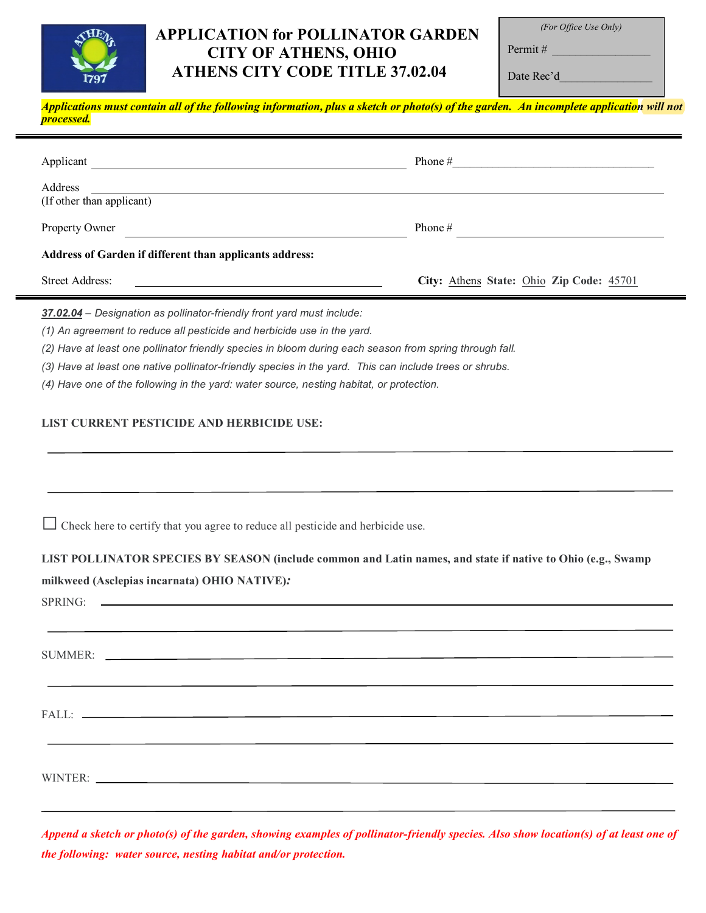# APPLICATION for POLLINATOR GARDEN
# CITY OF ATHENS, OHIO
# ATHENS CITY CODE TITLE 37.02.04

*(For Office Use Only)*

Permit # ________________

Date Rec'd________________

***Applications must contain all of the following information, plus a sketch or photo(s) of the garden. An incomplete application will not processed.***

---

Applicant ________________________________________ Phone #________________________________

Address ________________________________________________________________________
(If other than applicant)

Property Owner ________________________________________ Phone # ________________________

**Address of Garden if different than applicants address:**

Street Address: ________________________________ **City:** Athens **State:** Ohio **Zip Code:** 45701

---

***37.02.04*** *– Designation as pollinator-friendly front yard must include:*

*(1) An agreement to reduce all pesticide and herbicide use in the yard.*

*(2) Have at least one pollinator friendly species in bloom during each season from spring through fall.*

*(3) Have at least one native pollinator-friendly species in the yard. This can include trees or shrubs.*

*(4) Have one of the following in the yard: water source, nesting habitat, or protection.*

**LIST CURRENT PESTICIDE AND HERBICIDE USE:**

________________________________________________________________________

________________________________________________________________________

☐ Check here to certify that you agree to reduce all pesticide and herbicide use.

**LIST POLLINATOR SPECIES BY SEASON (include common and Latin names, and state if native to Ohio (e.g., Swamp milkweed (Asclepias incarnata) OHIO NATIVE)*:***

SPRING: ________________________________________________________________

________________________________________________________________________

SUMMER: ________________________________________________________________

________________________________________________________________________

FALL: __________________________________________________________________

________________________________________________________________________

WINTER: ________________________________________________________________

________________________________________________________________________

***Append a sketch or photo(s) of the garden, showing examples of pollinator-friendly species. Also show location(s) of at least one of the following: water source, nesting habitat and/or protection.***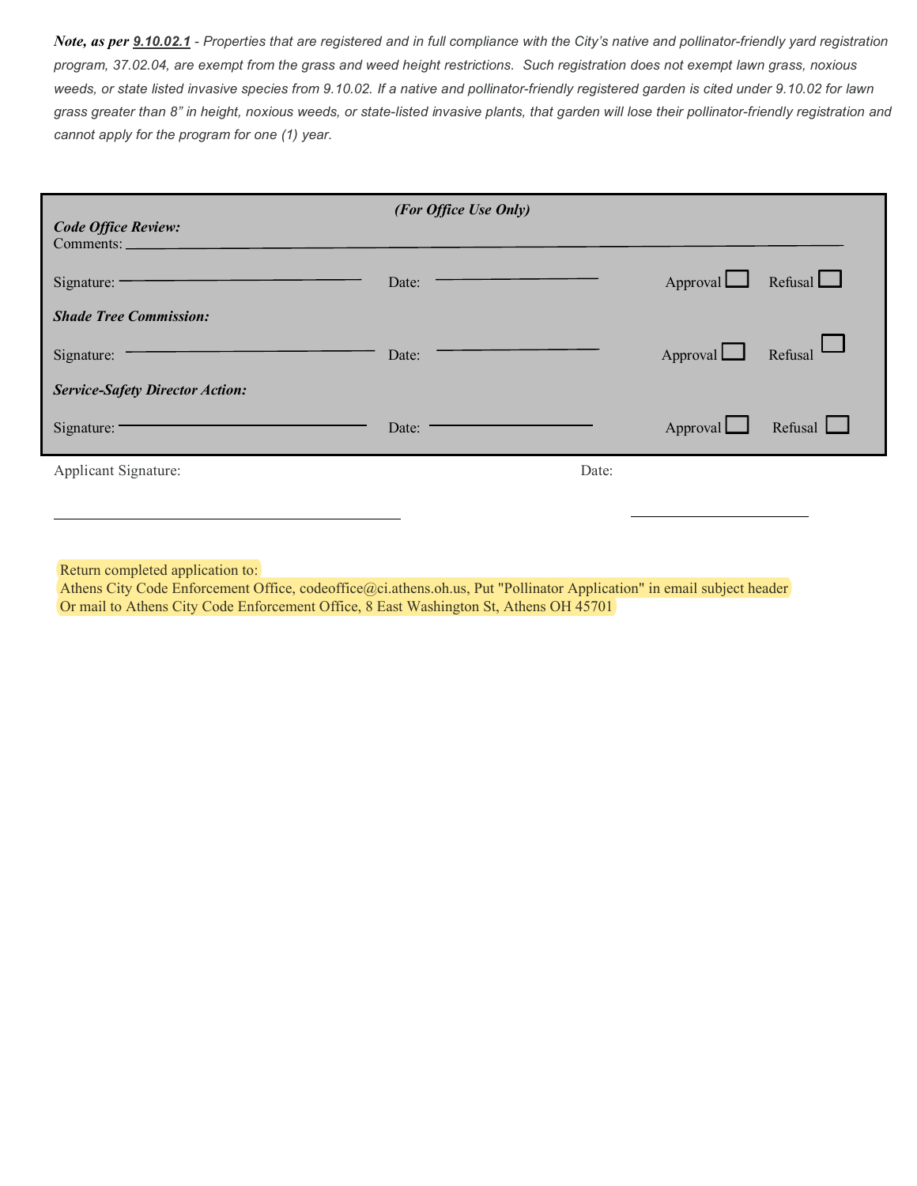***Note, as per*** ***9.10.02.1*** *- Properties that are registered and in full compliance with the City's native and pollinator-friendly yard registration program, 37.02.04, are exempt from the grass and weed height restrictions. Such registration does not exempt lawn grass, noxious weeds, or state listed invasive species from 9.10.02. If a native and pollinator-friendly registered garden is cited under 9.10.02 for lawn grass greater than 8" in height, noxious weeds, or state-listed invasive plants, that garden will lose their pollinator-friendly registration and cannot apply for the program for one (1) year.*

***(For Office Use Only)***

***Code Office Review:***

Comments: ______________________________________________

Signature: ____________________ Date: ____________________ Approval ☐ Refusal ☐

***Shade Tree Commission:***

Signature: ____________________ Date: ____________________ Approval ☐ Refusal ☐

***Service-Safety Director Action:***

Signature: ____________________ Date: ____________________ Approval ☐ Refusal ☐

Applicant Signature: ____________________ Date: ____________________

Return completed application to:
Athens City Code Enforcement Office, codeoffice@ci.athens.oh.us, Put "Pollinator Application" in email subject header
Or mail to Athens City Code Enforcement Office, 8 East Washington St, Athens OH 45701